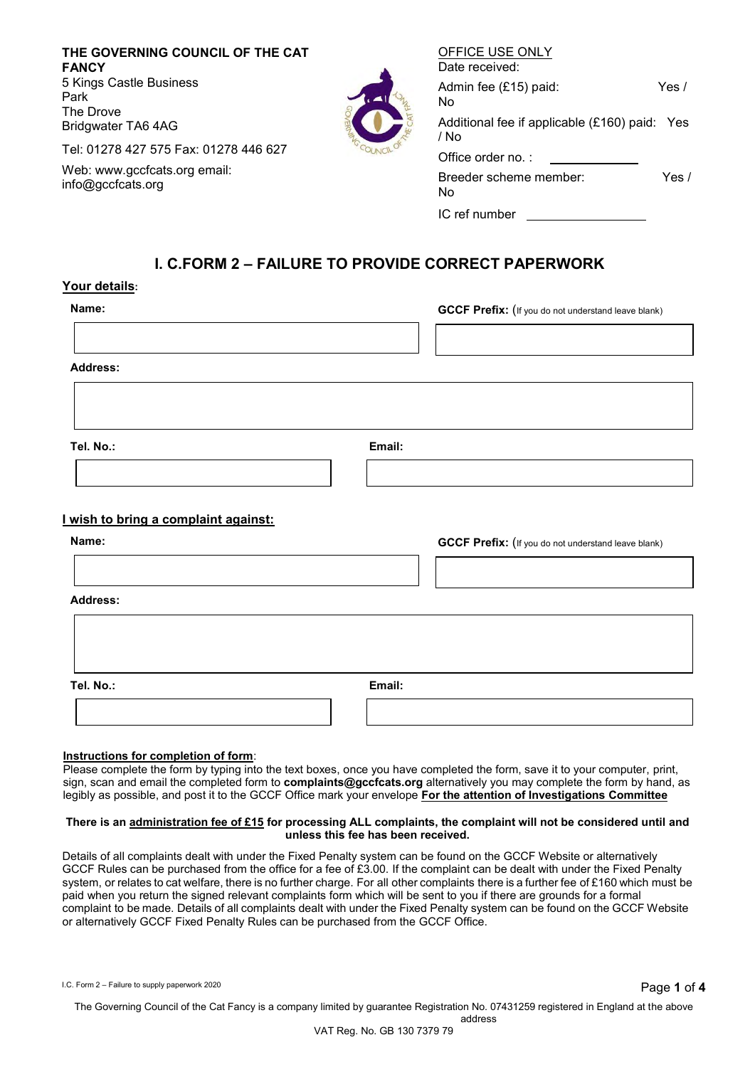**THE GOVERNING COUNCIL OF THE CAT FANCY**
5 Kings Castle Business Park
The Drove
Bridgwater TA6 4AG

Tel: 01278 427 575 Fax: 01278 446 627

Web: www.gccfcats.org email: info@gccfcats.org

OFFICE USE ONLY
Date received:
Admin fee (£15) paid: Yes / No
Additional fee if applicable (£160) paid: Yes / No
Office order no. :
Breeder scheme member: Yes / No
IC ref number

# I. C.FORM 2 – FAILURE TO PROVIDE CORRECT PAPERWORK

**Your details**:

**Name:**

**GCCF Prefix:** (If you do not understand leave blank)

**Address:**

**Tel. No.:**

**Email:**

**I wish to bring a complaint against:**

**Name:**

**GCCF Prefix:** (If you do not understand leave blank)

**Address:**

**Tel. No.:**

**Email:**

**Instructions for completion of form**:
Please complete the form by typing into the text boxes, once you have completed the form, save it to your computer, print, sign, scan and email the completed form to **complaints@gccfcats.org** alternatively you may complete the form by hand, as legibly as possible, and post it to the GCCF Office mark your envelope **For the attention of Investigations Committee**

**There is an administration fee of £15 for processing ALL complaints, the complaint will not be considered until and unless this fee has been received.**

Details of all complaints dealt with under the Fixed Penalty system can be found on the GCCF Website or alternatively GCCF Rules can be purchased from the office for a fee of £3.00. If the complaint can be dealt with under the Fixed Penalty system, or relates to cat welfare, there is no further charge. For all other complaints there is a further fee of £160 which must be paid when you return the signed relevant complaints form which will be sent to you if there are grounds for a formal complaint to be made. Details of all complaints dealt with under the Fixed Penalty system can be found on the GCCF Website or alternatively GCCF Fixed Penalty Rules can be purchased from the GCCF Office.

I.C. Form 2 – Failure to supply paperwork 2020

The Governing Council of the Cat Fancy is a company limited by guarantee Registration No. 07431259 registered in England at the above address
VAT Reg. No. GB 130 7379 79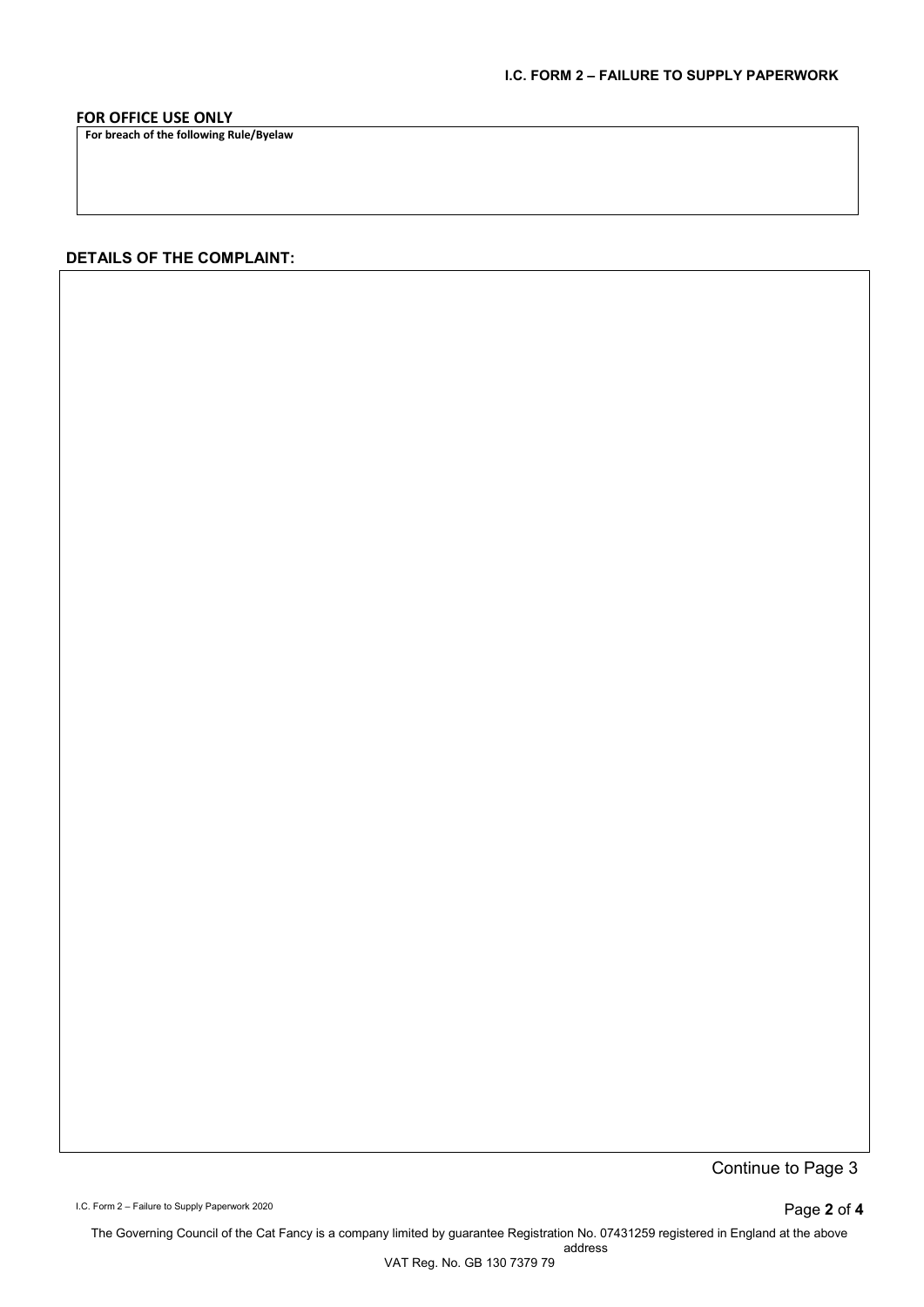**FOR OFFICE USE ONLY**

| For breach of the following Rule/Byelaw |
| --- |
| |

**DETAILS OF THE COMPLAINT:**

| |
| --- |
| |

Continue to Page 3

The Governing Council of the Cat Fancy is a company limited by guarantee Registration No. 07431259 registered in England at the above address
VAT Reg. No. GB 130 7379 79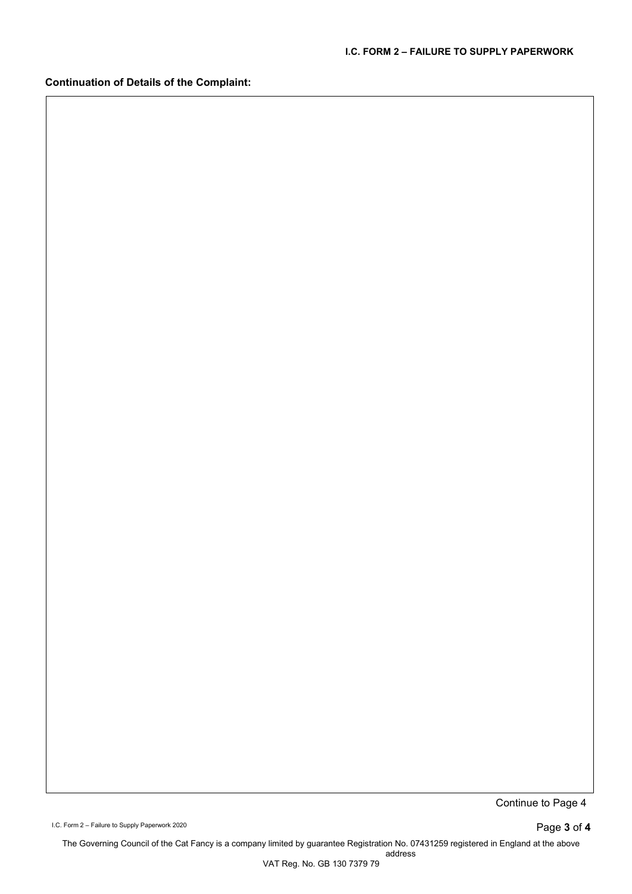**Continuation of Details of the Complaint:**

| |
|---|
| |

Continue to Page 4

The Governing Council of the Cat Fancy is a company limited by guarantee Registration No. 07431259 registered in England at the above address

VAT Reg. No. GB 130 7379 79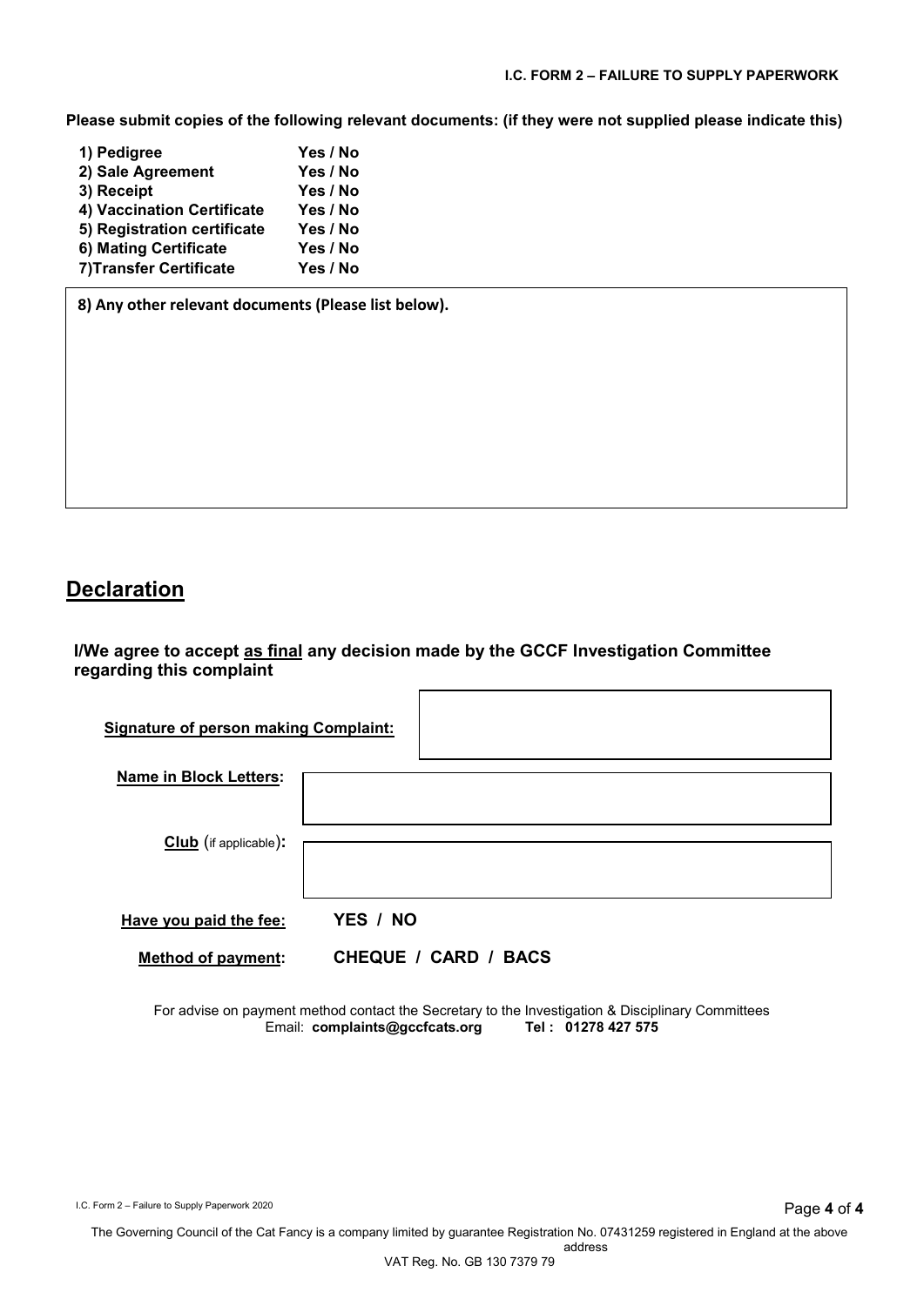**Please submit copies of the following relevant documents: (if they were not supplied please indicate this)**

| | |
|---|---|
| **1) Pedigree** | **Yes / No** |
| **2) Sale Agreement** | **Yes / No** |
| **3) Receipt** | **Yes / No** |
| **4) Vaccination Certificate** | **Yes / No** |
| **5) Registration certificate** | **Yes / No** |
| **6) Mating Certificate** | **Yes / No** |
| **7)Transfer Certificate** | **Yes / No** |

**8) Any other relevant documents (Please list below).**

## Declaration

**I/We agree to accept <u>as final</u> any decision made by the GCCF Investigation Committee regarding this complaint**

**Signature of person making Complaint:**

**Name in Block Letters:**

**Club** (if applicable)**:**

**Have you paid the fee:** **YES / NO**

**Method of payment:** **CHEQUE / CARD / BACS**

For advise on payment method contact the Secretary to the Investigation & Disciplinary Committees
Email: **complaints@gccfcats.org** **Tel : 01278 427 575**

The Governing Council of the Cat Fancy is a company limited by guarantee Registration No. 07431259 registered in England at the above address
VAT Reg. No. GB 130 7379 79